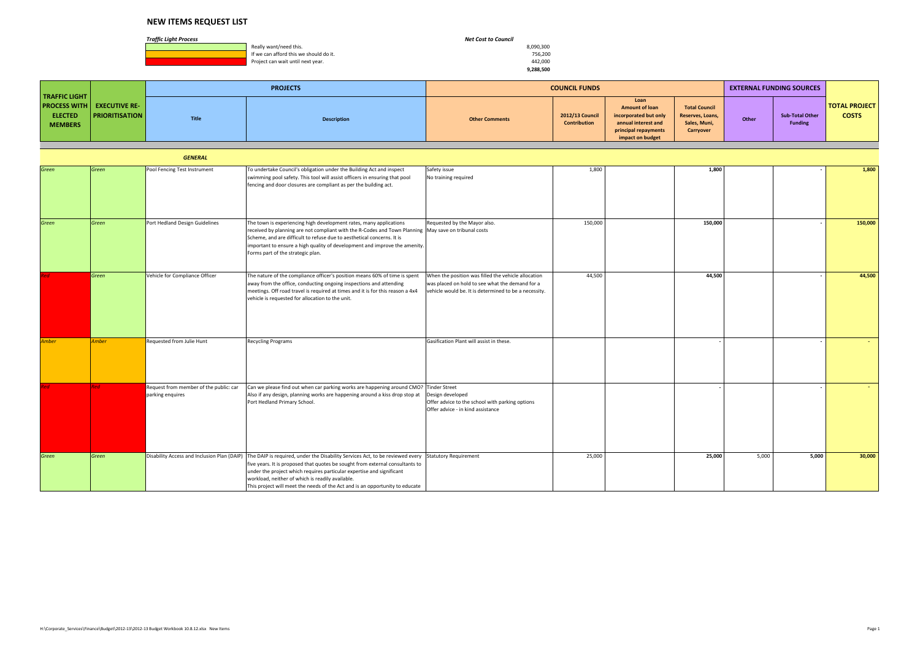# NEW ITEMS REQUEST LIST

| *Traffic Light Process* | | *Net Cost to Council* |
|---|---|---|
| Green | Really want/need this. | 8,090,300 |
| Amber | If we can afford this we should do it. | 756,200 |
| Red | Project can wait until next year. | 442,000 |
| | | **9,288,500** |

| TRAFFIC LIGHT PROCESS WITH ELECTED MEMBERS | EXECUTIVE RE-PRIORITISATION | PROJECTS | | COUNCIL FUNDS | | | | EXTERNAL FUNDING SOURCES | | TOTAL PROJECT COSTS |
|---|---|---|---|---|---|---|---|---|---|---|
| | | Title | Description | Other Comments | 2012/13 Council Contribution | Loan Amount of loan incorporated but only annual interest and principal repayments impact on budget | Total Council Reserves, Loans, Sales, Muni, Carryover | Other | Sub-Total Other Funding | |
| | | ***GENERAL*** | | | | | | | | |
| *Green* | *Green* | Pool Fencing Test Instrument | To undertake Council's obligation under the Building Act and inspect swimming pool safety. This tool will assist officers in ensuring that pool fencing and door closures are compliant as per the building act. | Safety issue<br>No training required | 1,800 | | **1,800** | | - | **1,800** |
| *Green* | *Green* | Port Hedland Design Guidelines | The town is experiencing high development rates, many applications received by planning are not compliant with the R-Codes and Town Planning Scheme, and are difficult to refuse due to aesthetical concerns. It is important to ensure a high quality of development and improve the amenity. Forms part of the strategic plan. | Requested by the Mayor also.<br>May save on tribunal costs | 150,000 | | **150,000** | | - | **150,000** |
| *Red* | *Green* | Vehicle for Compliance Officer | The nature of the compliance officer's position means 60% of time is spent away from the office, conducting ongoing inspections and attending meetings. Off road travel is required at times and it is for this reason a 4x4 vehicle is requested for allocation to the unit. | When the position was filled the vehicle allocation was placed on hold to see what the demand for a vehicle would be. It is determined to be a necessity. | 44,500 | | **44,500** | | - | **44,500** |
| *Amber* | *Amber* | Requested from Julie Hunt | Recycling Programs | Gasification Plant will assist in these. | | | **-** | | - | **-** |
| *Red* | *Red* | Request from member of the public: car parking enquires | Can we please find out when car parking works are happening around CMO? Also if any design, planning works are happening around a kiss drop stop at Port Hedland Primary School. | Tinder Street<br>Design developed<br>Offer advice to the school with parking options<br>Offer advice - in kind assistance | | | **-** | | - | **-** |
| *Green* | *Green* | Disability Access and Inclusion Plan (DAIP) | The DAIP is required, under the Disability Services Act, to be reviewed every five years. It is proposed that quotes be sought from external consultants to under the project which requires particular expertise and significant workload, neither of which is readily available.<br>This project will meet the needs of the Act and is an opportunity to educate | Statutory Requirement | 25,000 | | **25,000** | 5,000 | **5,000** | **30,000** |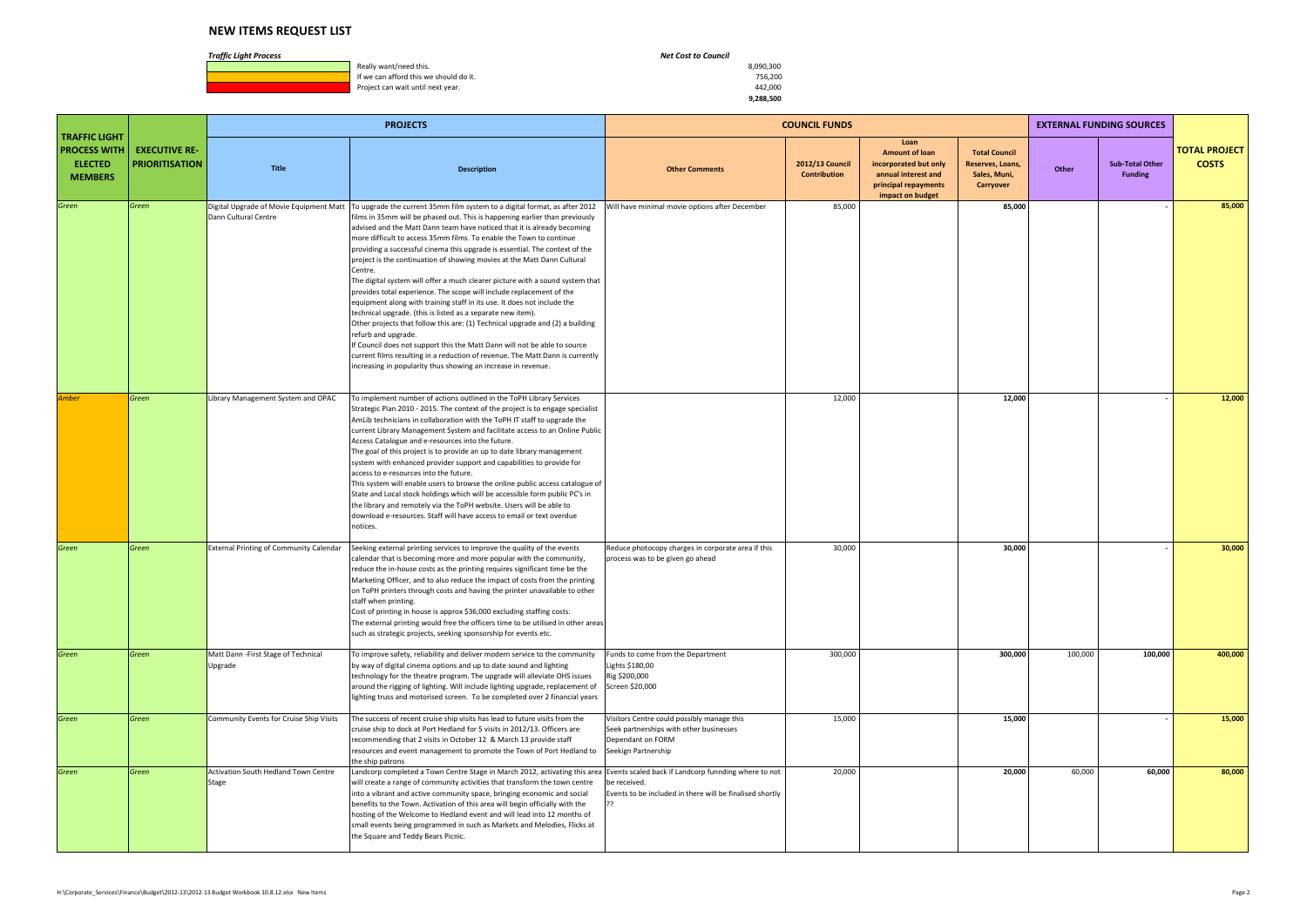# NEW ITEMS REQUEST LIST

*Traffic Light Process*

| | | *Net Cost to Council* |
|---|---|---|
| (Green) | Really want/need this. | 8,090,300 |
| (Amber) | If we can afford this we should do it. | 756,200 |
| (Red) | Project can wait until next year. | 442,000 |
| | | **9,288,500** |

| TRAFFIC LIGHT PROCESS WITH ELECTED MEMBERS | EXECUTIVE RE-PRIORITISATION | PROJECTS | | | COUNCIL FUNDS | | | EXTERNAL FUNDING SOURCES | | TOTAL PROJECT COSTS |
|---|---|---|---|---|---|---|---|---|---|---|
| | | **Title** | **Description** | **Other Comments** | **2012/13 Council Contribution** | **Loan Amount of loan incorporated but only annual interest and principal repayments impact on budget** | **Total Council Reserves, Loans, Sales, Muni, Carryover** | **Other** | **Sub-Total Other Funding** | |
| *Green* | *Green* | Digital Upgrade of Movie Equipment Matt Dann Cultural Centre | To upgrade the current 35mm film system to a digital format, as after 2012 films in 35mm will be phased out. This is happening earlier than previously advised and the Matt Dann team have noticed that it is already becoming more difficult to access 35mm films. To enable the Town to continue providing a successful cinema this upgrade is essential. The context of the project is the continuation of showing movies at the Matt Dann Cultural Centre. The digital system will offer a much clearer picture with a sound system that provides total experience. The scope will include replacement of the equipment along with training staff in its use. It does not include the technical upgrade. (this is listed as a separate new item). Other projects that follow this are: (1) Technical upgrade and (2) a building refurb and upgrade. If Council does not support this the Matt Dann will not be able to source current films resulting in a reduction of revenue. The Matt Dann is currently increasing in popularity thus showing an increase in revenue. | Will have minimal movie options after December | 85,000 | | **85,000** | | - | **85,000** |
| *Amber* | *Green* | Library Management System and OPAC | To implement number of actions outlined in the ToPH Library Services Strategic Plan 2010 - 2015. The context of the project is to engage specialist AmLib technicians in collaboration with the ToPH IT staff to upgrade the current Library Management System and facilitate access to an Online Public Access Catalogue and e-resources into the future. The goal of this project is to provide an up to date library management system with enhanced provider support and capabilities to provide for access to e-resources into the future. This system will enable users to browse the online public access catalogue of State and Local stock holdings which will be accessible form public PC's in the library and remotely via the ToPH website. Users will be able to download e-resources. Staff will have access to email or text overdue notices. | | 12,000 | | **12,000** | | - | **12,000** |
| *Green* | *Green* | External Printing of Community Calendar | Seeking external printing services to improve the quality of the events calendar that is becoming more and more popular with the community, reduce the in-house costs as the printing requires significant time be the Marketing Officer, and to also reduce the impact of costs from the printing on ToPH printers through costs and having the printer unavailable to other staff when printing. Cost of printing in house is approx $36,000 excluding staffing costs. The external printing would free the officers time to be utilised in other areas such as strategic projects, seeking sponsorship for events etc. | Reduce photocopy charges in corporate area if this process was to be given go ahead | 30,000 | | **30,000** | | - | **30,000** |
| *Green* | *Green* | Matt Dann -First Stage of Technical Upgrade | To improve safety, reliability and deliver modern service to the community by way of digital cinema options and up to date sound and lighting technology for the theatre program. The upgrade will alleviate OHS issues around the rigging of lighting. Will include lighting upgrade, replacement of lighting truss and motorised screen. To be completed over 2 financial years | Funds to come from the Department<br>Lights $180,00<br>Rig $200,000<br>Screen $20,000 | 300,000 | | **300,000** | 100,000 | **100,000** | **400,000** |
| *Green* | *Green* | Community Events for Cruise Ship Visits | The success of recent cruise ship visits has lead to future visits from the cruise ship to dock at Port Hedland for 5 visits in 2012/13. Officers are recommending that 2 visits in October 12 & March 13 provide staff resources and event management to promote the Town of Port Hedland to the ship patrons | Visitors Centre could possibly manage this<br>Seek partnerships with other businesses<br>Dependant on FORM<br>Seekign Partnership | 15,000 | | **15,000** | | - | **15,000** |
| *Green* | *Green* | Activation South Hedland Town Centre Stage | Landcorp completed a Town Centre Stage in March 2012, activating this area will create a range of community activities that transform the town centre into a vibrant and active community space, bringing economic and social benefits to the Town. Activation of this area will begin officially with the hosting of the Welcome to Hedland event and will lead into 12 months of small events being programmed in such as Markets and Melodies, Flicks at the Square and Teddy Bears Picnic. | Events scaled back if Landcorp funnding where to not be received.<br>Events to be included in there will be finalised shortly ?? | 20,000 | | **20,000** | 60,000 | **60,000** | **80,000** |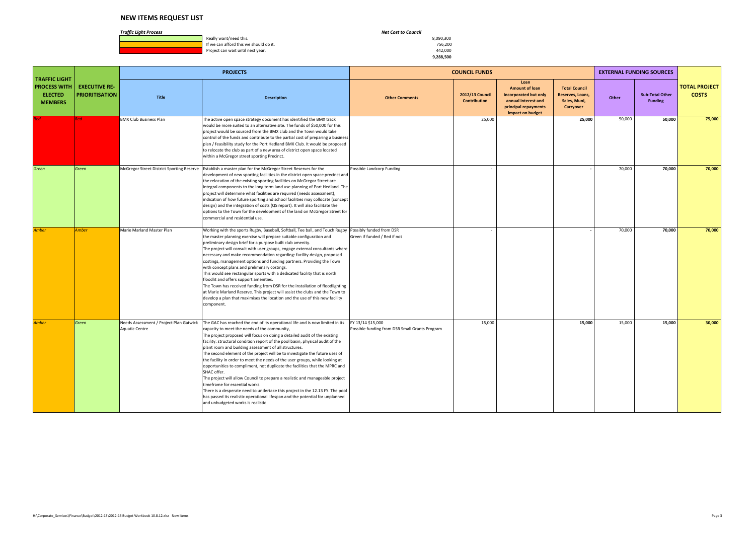# NEW ITEMS REQUEST LIST

| *Traffic Light Process* | | *Net Cost to Council* |
|---|---|---|
| Green | Really want/need this. | 8,090,300 |
| Amber | If we can afford this we should do it. | 756,200 |
| Red | Project can wait until next year. | 442,000 |
| | | **9,288,500** |

| TRAFFIC LIGHT PROCESS WITH ELECTED MEMBERS | EXECUTIVE RE-PRIORITISATION | PROJECTS | | | COUNCIL FUNDS | | | EXTERNAL FUNDING SOURCES | | TOTAL PROJECT COSTS |
|---|---|---|---|---|---|---|---|---|---|---|
| | | Title | Description | Other Comments | 2012/13 Council Contribution | Loan Amount of loan incorporated but only annual interest and principal repayments impact on budget | Total Council Reserves, Loans, Sales, Muni, Carryover | Other | Sub-Total Other Funding | |
| *Red* | *Red* | BMX Club Business Plan | The active open space strategy document has identified the BMX track would be more suited to an alternative site. The funds of $50,000 for this project would be sourced from the BMX club and the Town would take control of the funds and contribute to the partial cost of preparing a business plan / feasibility study for the Port Hedland BMX Club. It would be proposed to relocate the club as part of a new area of district open space located within a McGregor street sporting Precinct. | | 25,000 | | **25,000** | 50,000 | **50,000** | **75,000** |
| *Green* | *Green* | McGregor Street District Sporting Reserve | Establish a master plan for the McGregor Street Reserves for the development of new sporting facilities in the district open space precinct and the relocation of the existing sporting facilities on McGregor Street are integral components to the long term land use planning of Port Hedland. The project will determine what facilities are required (needs assessment), indication of how future sporting and school facilities may collocate (concept design) and the integration of costs (QS report). It will also facilitate the options to the Town for the development of the land on McGregor Street for commercial and residential use. | Possible Landcorp Funding | - | | **-** | 70,000 | **70,000** | **70,000** |
| *Amber* | *Amber* | Marie Marland Master Plan | Working with the sports Rugby, Baseball, Softball, Tee ball, and Touch Rugby the master planning exercise will prepare suitable configuration and preliminary design brief for a purpose built club amenity. The project will consult with user groups, engage external consultants where necessary and make recommendation regarding: facility design, proposed costings, management options and funding partners. Providing the Town with concept plans and preliminary costings. This would see rectangular sports with a dedicated facility that is north floodlit and offers support amenities. The Town has received funding from DSR for the installation of floodlighting at Marie Marland Reserve. This project will assist the clubs and the Town to develop a plan that maximises the location and the use of this new facility component. | Possibly funded from DSR Green if funded / Red if not | - | | **-** | 70,000 | **70,000** | **70,000** |
| *Amber* | *Green* | Needs Assessment / Project Plan Gatwick Aquatic Centre | The GAC has reached the end of its operational life and is now limited in its capacity to meet the needs of the community, The project proposed will focus on doing a detailed audit of the existing facility: structural condition report of the pool basin, physical audit of the plant room and building assessment of all structures. The second element of the project will be to investigate the future uses of the facility in order to meet the needs of the user groups, while looking at opportunities to compliment, not duplicate the facilities that the MPRC and SHAC offer. The project will allow Council to prepare a realistic and manageable project timeframe for essential works. There is a desperate need to undertake this project in the 12.13 FY. The pool has passed its realistic operational lifespan and the potential for unplanned and unbudgeted works is realistic | FY 13/14 $15,000 Possible funding from DSR Small Grants Program | 15,000 | | **15,000** | 15,000 | **15,000** | **30,000** |

H:\Corporate_Services\Finance\Budget\2012-13\2012-13 Budget Workbook 10.8.12.xlsx New Items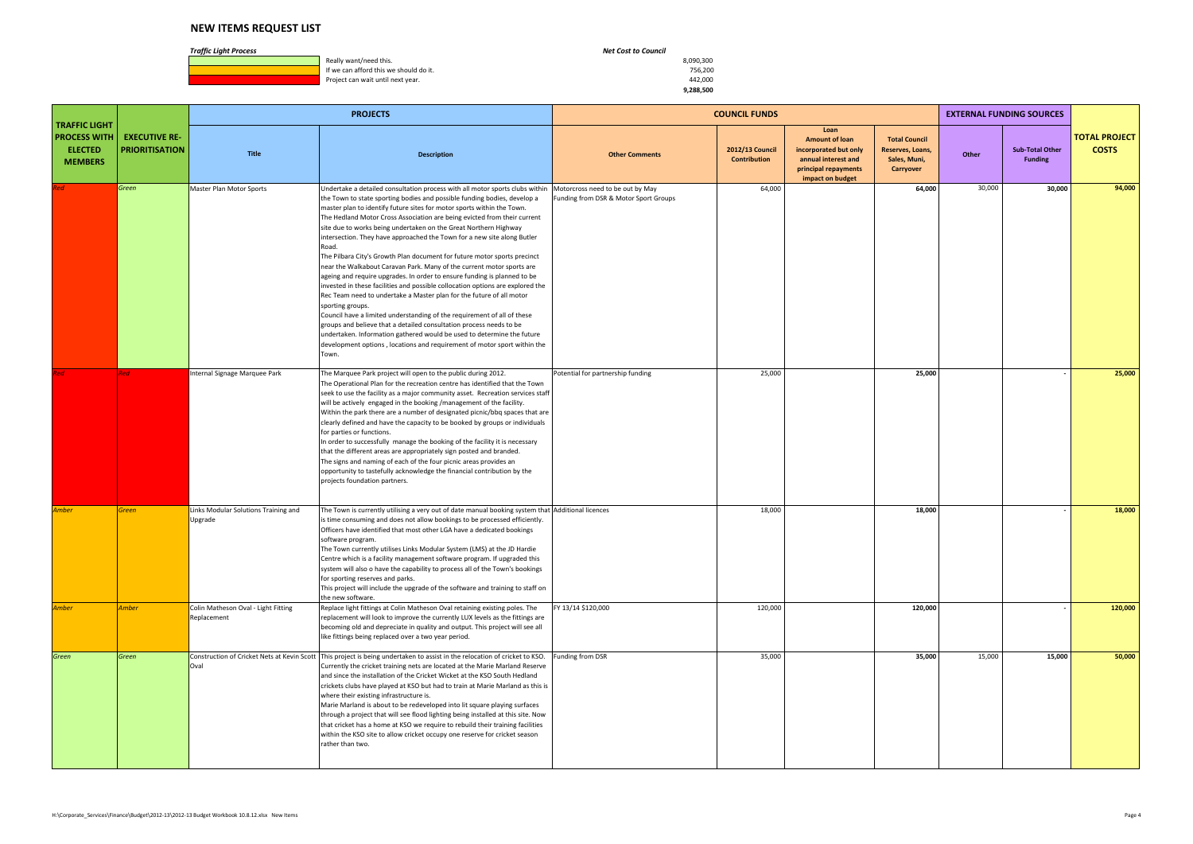# NEW ITEMS REQUEST LIST

***Traffic Light Process*** | ***Net Cost to Council***

| Colour | Meaning | Net Cost to Council |
|---|---|---|
| Green | Really want/need this. | 8,090,300 |
| Amber | If we can afford this we should do it. | 756,200 |
| Red | Project can wait until next year. | 442,000 |
| | | **9,288,500** |

| TRAFFIC LIGHT PROCESS WITH ELECTED MEMBERS | EXECUTIVE RE-PRIORITISATION | PROJECTS | | COUNCIL FUNDS | | | | EXTERNAL FUNDING SOURCES | | TOTAL PROJECT COSTS |
|---|---|---|---|---|---|---|---|---|---|---|
| | | **Title** | **Description** | **Other Comments** | **2012/13 Council Contribution** | **Loan Amount of loan incorporated but only annual interest and principal repayments impact on budget** | **Total Council Reserves, Loans, Sales, Muni, Carryover** | **Other** | **Sub-Total Other Funding** | |
| *Red* | *Green* | Master Plan Motor Sports | Undertake a detailed consultation process with all motor sports clubs within the Town to state sporting bodies and possible funding bodies, develop a master plan to identify future sites for motor sports within the Town.<br>The Hedland Motor Cross Association are being evicted from their current site due to works being undertaken on the Great Northern Highway intersection. They have approached the Town for a new site along Butler Road.<br>The Pilbara City's Growth Plan document for future motor sports precinct near the Walkabout Caravan Park. Many of the current motor sports are ageing and require upgrades. In order to ensure funding is planned to be invested in these facilities and possible collocation options are explored the Rec Team need to undertake a Master plan for the future of all motor sporting groups.<br>Council have a limited understanding of the requirement of all of these groups and believe that a detailed consultation process needs to be undertaken. Information gathered would be used to determine the future development options , locations and requirement of motor sport within the Town. | Motorcross need to be out by May<br>Funding from DSR & Motor Sport Groups | 64,000 | | **64,000** | 30,000 | **30,000** | **94,000** |
| *Red* | *Red* | Internal Signage Marquee Park | The Marquee Park project will open to the public during 2012.<br>The Operational Plan for the recreation centre has identified that the Town seek to use the facility as a major community asset. Recreation services staff will be actively engaged in the booking /management of the facility.<br>Within the park there are a number of designated picnic/bbq spaces that are clearly defined and have the capacity to be booked by groups or individuals for parties or functions.<br>In order to successfully manage the booking of the facility it is necessary that the different areas are appropriately sign posted and branded.<br>The signs and naming of each of the four picnic areas provides an opportunity to tastefully acknowledge the financial contribution by the projects foundation partners. | Potential for partnership funding | 25,000 | | **25,000** | | **-** | **25,000** |
| *Amber* | *Green* | Links Modular Solutions Training and Upgrade | The Town is currently utilising a very out of date manual booking system that is time consuming and does not allow bookings to be processed efficiently.<br>Officers have identified that most other LGA have a dedicated bookings software program.<br>The Town currently utilises Links Modular System (LMS) at the JD Hardie Centre which is a facility management software program. If upgraded this system will also o have the capability to process all of the Town's bookings for sporting reserves and parks.<br>This project will include the upgrade of the software and training to staff on the new software. | Additional licences | 18,000 | | **18,000** | | **-** | **18,000** |
| *Amber* | *Amber* | Colin Matheson Oval - Light Fitting Replacement | Replace light fittings at Colin Matheson Oval retaining existing poles. The replacement will look to improve the currently LUX levels as the fittings are becoming old and depreciate in quality and output. This project will see all like fittings being replaced over a two year period. | FY 13/14 $120,000 | 120,000 | | **120,000** | | **-** | **120,000** |
| *Green* | *Green* | Construction of Cricket Nets at Kevin Scott Oval | This project is being undertaken to assist in the relocation of cricket to KSO. Currently the cricket training nets are located at the Marie Marland Reserve and since the installation of the Cricket Wicket at the KSO South Hedland crickets clubs have played at KSO but had to train at Marie Marland as this is where their existing infrastructure is.<br>Marie Marland is about to be redeveloped into lit square playing surfaces through a project that will see flood lighting being installed at this site. Now that cricket has a home at KSO we require to rebuild their training facilities within the KSO site to allow cricket occupy one reserve for cricket season rather than two. | Funding from DSR | 35,000 | | **35,000** | 15,000 | **15,000** | **50,000** |

H:\Corporate_Services\Finance\Budget\2012-13\2012-13 Budget Workbook 10.8.12.xlsx New Items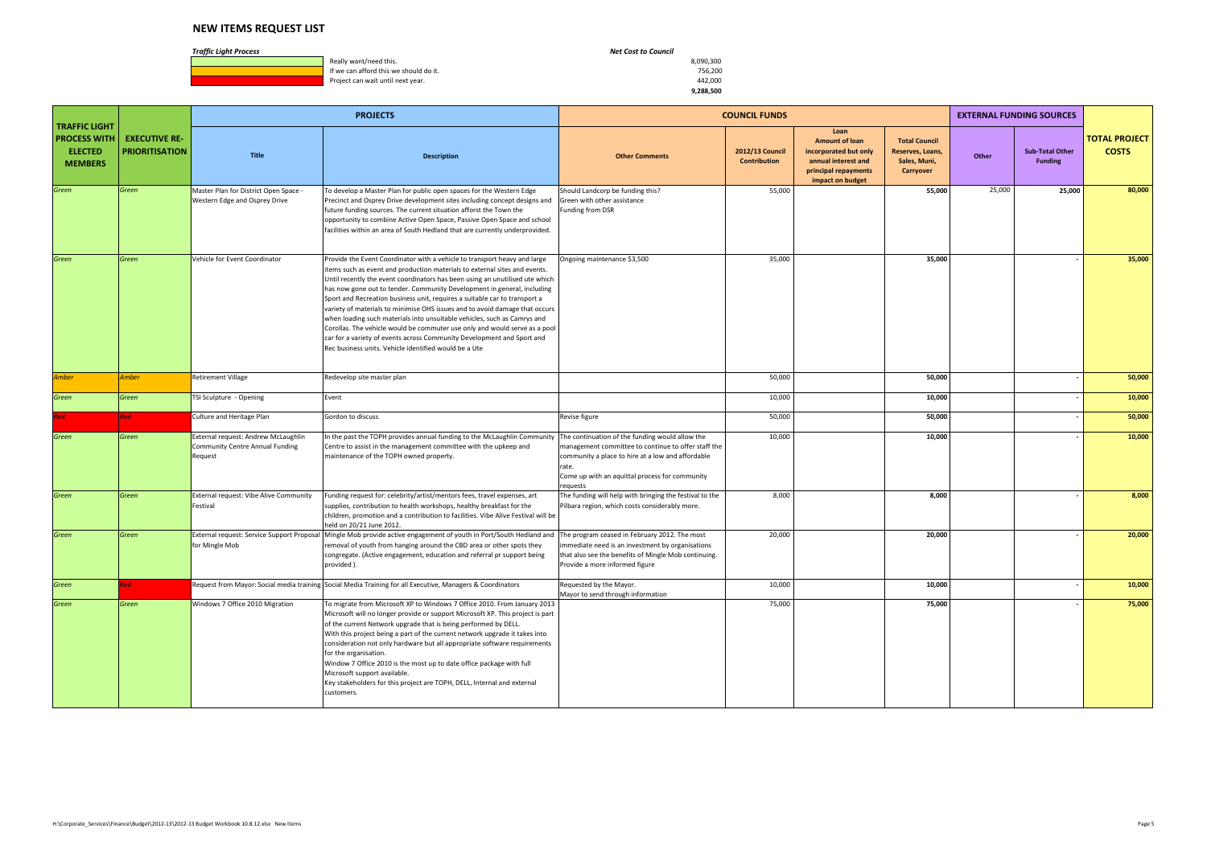# NEW ITEMS REQUEST LIST

***Traffic Light Process***

| Colour | Meaning | Net Cost to Council |
|---|---|---|
| Green | Really want/need this. | 8,090,300 |
| Amber | If we can afford this we should do it. | 756,200 |
| Red | Project can wait until next year. | 442,000 |
| | | **9,288,500** |

| TRAFFIC LIGHT PROCESS WITH ELECTED MEMBERS | EXECUTIVE RE-PRIORITISATION | PROJECTS | | COUNCIL FUNDS | | | | EXTERNAL FUNDING SOURCES | | TOTAL PROJECT COSTS |
|---|---|---|---|---|---|---|---|---|---|---|
| | | **Title** | **Description** | **Other Comments** | **2012/13 Council Contribution** | **Loan Amount of loan incorporated but only annual interest and principal repayments impact on budget** | **Total Council Reserves, Loans, Sales, Muni, Carryover** | **Other** | **Sub-Total Other Funding** | |
| *Green* | *Green* | Master Plan for District Open Space - Western Edge and Osprey Drive | To develop a Master Plan for public open spaces for the Western Edge Precinct and Osprey Drive development sites including concept designs and future funding sources. The current situation afforst the Town the opportunity to combine Active Open Space, Passive Open Space and school facilities within an area of South Hedland that are currently underprovided. | Should Landcorp be funding this? Green with other assistance Funding from DSR | 55,000 | | **55,000** | 25,000 | **25,000** | **80,000** |
| *Green* | *Green* | Vehicle for Event Coordinator | Provide the Event Coordinator with a vehicle to transport heavy and large items such as event and production materials to external sites and events. Until recently the event coordinators has been using an unutilised ute which has now gone out to tender. Community Development in general, including Sport and Recreation business unit, requires a suitable car to transport a variety of materials to minimise OHS issues and to avoid damage that occurs when loading such materials into unsuitable vehicles, such as Camrys and Corollas. The vehicle would be commuter use only and would serve as a pool car for a variety of events across Community Development and Sport and Rec business units. Vehicle identified would be a Ute | Ongoing maintenance $3,500 | 35,000 | | **35,000** | | **-** | **35,000** |
| *Amber* | *Amber* | Retirement Village | Redevelop site master plan | | 50,000 | | **50,000** | | **-** | **50,000** |
| *Green* | *Green* | TSI Sculpture - Opening | Event | | 10,000 | | **10,000** | | **-** | **10,000** |
| *Red* | *Red* | Culture and Heritage Plan | Gordon to discuss | Revise figure | 50,000 | | **50,000** | | **-** | **50,000** |
| *Green* | *Green* | External request: Andrew McLaughlin Community Centre Annual Funding Request | In the past the TOPH provides annual funding to the McLaughlin Community Centre to assist in the management committee with the upkeep and maintenance of the TOPH owned property. | The continuation of the funding would allow the management committee to continue to offer staff the community a place to hire at a low and affordable rate. Come up with an aquittal process for community requests | 10,000 | | **10,000** | | **-** | **10,000** |
| *Green* | *Green* | External request: Vibe Alive Community Festival | Funding request for: celebrity/artist/mentors fees, travel expenses, art supplies, contribution to health workshops, healthy breakfast for the children, promotion and a contribution to facilities. Vibe Alive Festival will be held on 20/21 June 2012. | The funding will help with bringing the festival to the Pilbara region, which costs considerably more. | 8,000 | | **8,000** | | **-** | **8,000** |
| *Green* | *Green* | External request: Service Support Proposal for Mingle Mob | Mingle Mob provide active engagement of youth in Port/South Hedland and removal of youth from hanging around the CBD area or other spots they congregate. (Active engagement, education and referral pr support being provided ). | The program ceased in February 2012. The most immediate need is an investment by organisations that also see the benefits of Mingle Mob continuing. Provide a more informed figure | 20,000 | | **20,000** | | **-** | **20,000** |
| *Green* | *Red* | Request from Mayor: Social media training | Social Media Training for all Executive, Managers & Coordinators | Requested by the Mayor. Mayor to send through information | 10,000 | | **10,000** | | **-** | **10,000** |
| *Green* | *Green* | Windows 7 Office 2010 Migration | To migrate from Microsoft XP to Windows 7 Office 2010. From January 2013 Microsoft will no longer provide or support Microsoft XP. This project is part of the current Network upgrade that is being performed by DELL. With this project being a part of the current network upgrade it takes into consideration not only hardware but all appropriate software requirements for the organisation. Window 7 Office 2010 is the most up to date office package with full Microsoft support available. Key stakeholders for this project are TOPH, DELL, Internal and external customers. | | 75,000 | | **75,000** | | **-** | **75,000** |

H:\Corporate_Services\Finance\Budget\2012-13\2012-13 Budget Workbook 10.8.12.xlsx New Items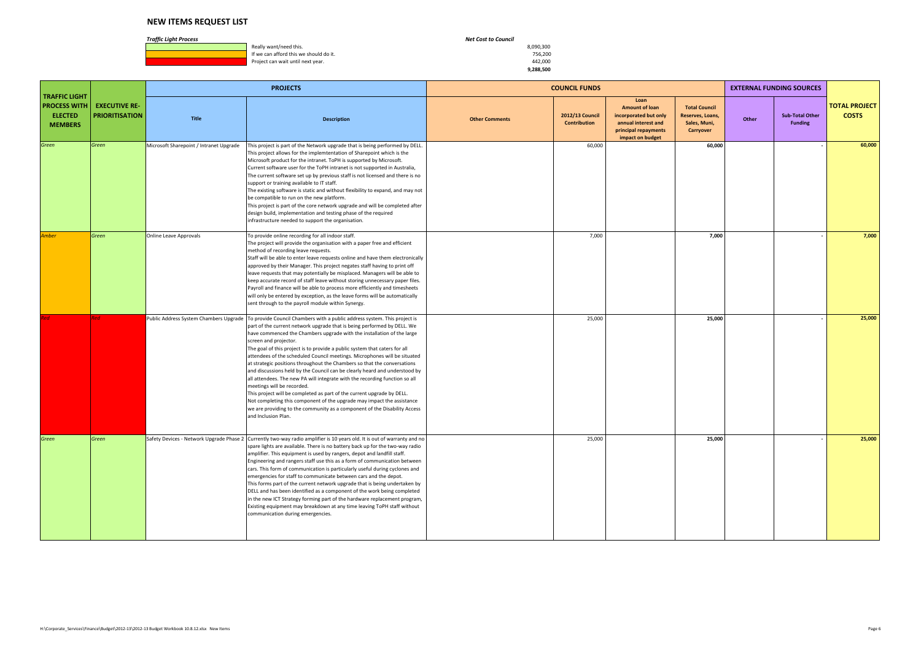# NEW ITEMS REQUEST LIST

| *Traffic Light Process* | | *Net Cost to Council* |
|---|---|---|
| (Green) | Really want/need this. | 8,090,300 |
| (Amber) | If we can afford this we should do it. | 756,200 |
| (Red) | Project can wait until next year. | 442,000 |
| | | **9,288,500** |

| TRAFFIC LIGHT PROCESS WITH ELECTED MEMBERS | EXECUTIVE RE-PRIORITISATION | PROJECTS | | COUNCIL FUNDS | | | | EXTERNAL FUNDING SOURCES | | TOTAL PROJECT COSTS |
|---|---|---|---|---|---|---|---|---|---|---|
| | | Title | Description | Other Comments | 2012/13 Council Contribution | Loan Amount of loan incorporated but only annual interest and principal repayments impact on budget | Total Council Reserves, Loans, Sales, Muni, Carryover | Other | Sub-Total Other Funding | |
| *Green* | *Green* | Microsoft Sharepoint / Intranet Upgrade | This project is part of the Network upgrade that is being performed by DELL. This project allows for the implemtentation of Sharepoint which is the Microsoft product for the intranet. ToPH is supported by Microsoft. Current software user for the ToPH intranet is not supported in Australia, The current software set up by previous staff is not licensed and there is no support or training available to IT staff. The existing software is static and without flexibility to expand, and may not be compatible to run on the new platform. This project is part of the core network upgrade and will be completed after design build, implementation and testing phase of the required infrastructure needed to support the organisation. | | 60,000 | | **60,000** | | - | **60,000** |
| *Amber* | *Green* | Online Leave Approvals | To provide online recording for all indoor staff. The project will provide the organisation with a paper free and efficient method of recording leave requests. Staff will be able to enter leave requests online and have them electronically approved by their Manager. This project negates staff having to print off leave requests that may potentially be misplaced. Managers will be able to keep accurate record of staff leave without storing unnecessary paper files. Payroll and finance will be able to process more efficiently and timesheets will only be entered by exception, as the leave forms will be automatically sent through to the payroll module within Synergy. | | 7,000 | | **7,000** | | - | **7,000** |
| *Red* | *Red* | Public Address System Chambers Upgrade | To provide Council Chambers with a public address system. This project is part of the current network upgrade that is being performed by DELL. We have commenced the Chambers upgrade with the installation of the large screen and projector. The goal of this project is to provide a public system that caters for all attendees of the scheduled Council meetings. Microphones will be situated at strategic positions throughout the Chambers so that the conversations and discussions held by the Council can be clearly heard and understood by all attendees. The new PA will integrate with the recording function so all meetings will be recorded. This project will be completed as part of the current upgrade by DELL. Not completing this component of the upgrade may impact the assistance we are providing to the community as a component of the Disability Access and Inclusion Plan. | | 25,000 | | **25,000** | | - | **25,000** |
| *Green* | *Green* | Safety Devices - Network Upgrade Phase 2 | Currently two-way radio amplifier is 10 years old. It is out of warranty and no spare lights are available. There is no battery back up for the two-way radio amplifier. This equipment is used by rangers, depot and landfill staff. Engineering and rangers staff use this as a form of communication between cars. This form of communication is particularly useful during cyclones and emergencies for staff to communicate between cars and the depot. This forms part of the current network upgrade that is being undertaken by DELL and has been identified as a component of the work being completed in the new ICT Strategy forming part of the hardware replacement program, Existing equipment may breakdown at any time leaving ToPH staff without communication during emergencies. | | 25,000 | | **25,000** | | - | **25,000** |

H:\Corporate_Services\Finance\Budget\2012-13\2012-13 Budget Workbook 10.8.12.xlsx New Items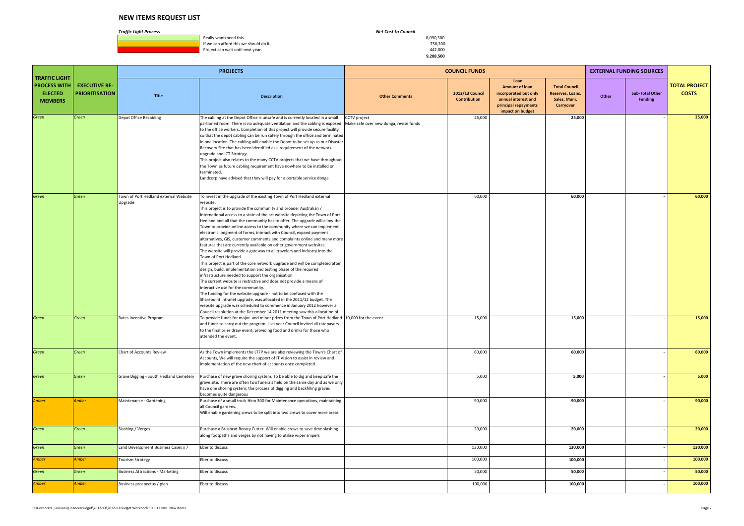# NEW ITEMS REQUEST LIST

| *Traffic Light Process* | | *Net Cost to Council* |
|---|---|---|
| Green | Really want/need this. | 8,090,300 |
| Amber | If we can afford this we should do it. | 756,200 |
| Red | Project can wait until next year. | 442,000 |
| | | **9,288,500** |

| TRAFFIC LIGHT PROCESS WITH ELECTED MEMBERS | EXECUTIVE RE-PRIORITISATION | PROJECTS | | COUNCIL FUNDS | | | | | EXTERNAL FUNDING SOURCES | | TOTAL PROJECT COSTS |
|---|---|---|---|---|---|---|---|---|---|---|---|
| | | Title | Description | Other Comments | 2012/13 Council Contribution | Loan Amount of loan incorporated but only annual interest and principal repayments impact on budget | Total Council Reserves, Loans, Sales, Muni, Carryover | | Other | Sub-Total Other Funding | |
| *Green* | *Green* | Depot Office Recabling | The cabling at the Depot Office is unsafe and is currently located in a small partioned room. There is no adequate ventilation and the cabling is exposed to the office workers. Completion of this project will provide secure facility so that the depot cabling can be run safely through the office and terminated in one location. The cabling will enable the Depot to be set up as our Disaster Recovery Site that has been identified as a requirement of the network upgrade and ICT Strategy. This project also relates to the many CCTV projects that we have throughout the Town as future cabling requirement have nowhere to be installed or terminated. Landcorp have advised that they will pay for a portable service donga | CCTV project Make safe over new donga, revise funds | 25,000 | | **25,000** | | | - | **25,000** |
| *Green* | *Green* | Town of Port Hedland external Website Upgrade | To invest in the upgrade of the existing Town of Port Hedland external website. This project is to provide the community and broader Australian / International access to a state of the art website depicting the Town of Port Hedland and all that the community has to offer. The upgrade will allow the Town to provide online access to the community where we can implement electronic lodgment of forms, interact with Council, expand payment alternatives, GIS, customer comments and complaints online and many more features that are currently available on other government websites. The website will provide a gateway to all travelers and industry into the Town of Port Hedland. This project is part of the core network upgrade and will be completed after design, build, implementation and testing phase of the required infrastructure needed to support the organisation. The current website is restrictive and does not provide a means of interactive use for the community. The funding for the website upgrade - not to be confused with the Sharepoint Intranet upgrade, was allocated in the 2011/12 budget. The website upgrade was scheduled to commence in January 2012 however a Council resolution at the December 14 2011 meeting saw this allocation of | | 60,000 | | **60,000** | | | - | **60,000** |
| *Green* | *Green* | Rates Incentive Program | To provide funds for major and minor prizes from the Town of Port Hedland and funds to carry out the program. Last year Council invited all ratepayers to the final prize draw event, providing food and drinks for those who attended the event. | 10,000 for the event | 15,000 | | **15,000** | | | - | **15,000** |
| *Green* | *Green* | Chart of Accounts Review | As the Town implements the LTFP we are also reviewing the Town's Chart of Accounts, We will require the support of IT Vision to assist in review and implementation of the new chart of accounts once completed. | | 60,000 | | **60,000** | | | - | **60,000** |
| *Green* | *Green* | Grave Digging - South Hedland Cemetery | Purchase of new grave shoring system. To be able to dig and keep safe the grave site. There are often two funerals held on the same day and as we only have one shoring system, the process of digging and backfilling graves becomes quite dangerous | | 5,000 | | **5,000** | | | - | **5,000** |
| *Amber* | *Amber* | Maintenance - Gardening | Purchase of a small truck Hino 300 for Maintenance operations, maintaining all Council gardens. Will enable gardening crews to be split into two crews to cover more areas | | 90,000 | | **90,000** | | | - | **90,000** |
| *Green* | *Green* | Slashing / Verges | Purchase a Brushcat Rotary Cutter. Will enable crews to save time slashing along footpaths and verges by not having to utilise wiper snipers | | 20,000 | | **20,000** | | | - | **20,000** |
| *Green* | *Green* | Land Development Business Cases x 7 | Eber to discuss | | 130,000 | | **130,000** | | | - | **130,000** |
| *Amber* | *Amber* | Tourism Strategy | Eber to discuss | | 100,000 | | **100,000** | | | - | **100,000** |
| *Green* | *Green* | Business Attractions - Marketing | Eber to discuss | | 50,000 | | **50,000** | | | - | **50,000** |
| *Amber* | *Amber* | Business prospectus / plan | Eber to discuss | | 100,000 | | **100,000** | | | - | **100,000** |

H:\Corporate_Services\Finance\Budget\2012-13\2012-13 Budget Workbook 10.8.12.xlsx New Items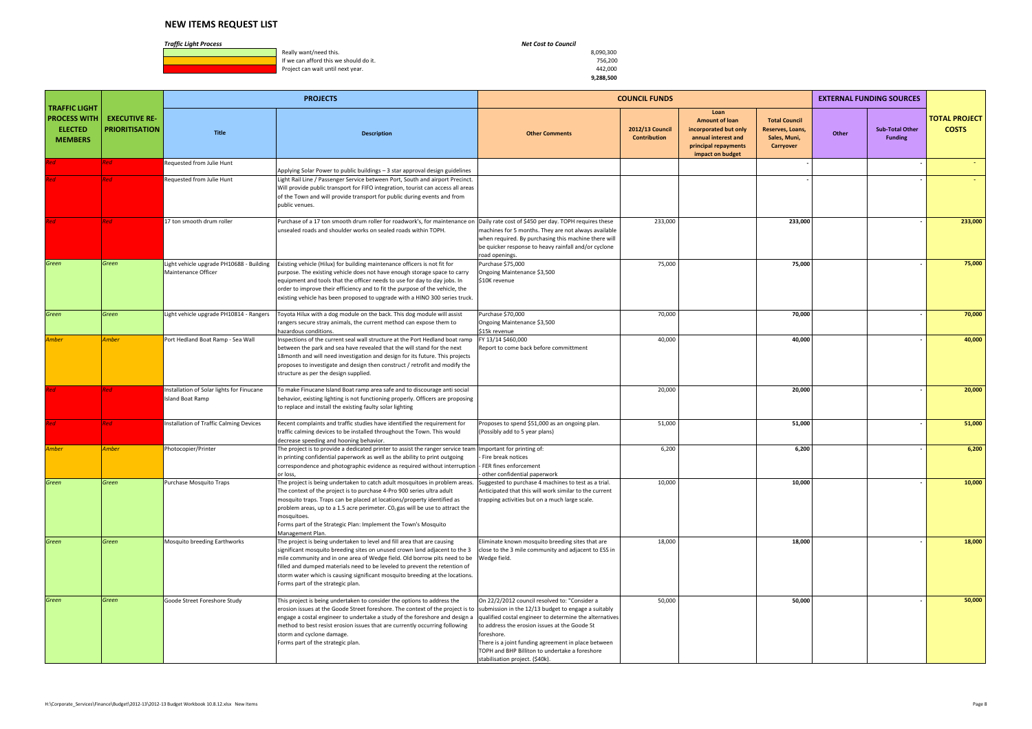# NEW ITEMS REQUEST LIST

| *Traffic Light Process* | | *Net Cost to Council* |
|---|---|---|
| Green | Really want/need this. | 8,090,300 |
| Amber | If we can afford this we should do it. | 756,200 |
| Red | Project can wait until next year. | 442,000 |
| | | **9,288,500** |

| TRAFFIC LIGHT PROCESS WITH ELECTED MEMBERS | EXECUTIVE RE-PRIORITISATION | PROJECTS | | COUNCIL FUNDS | | | | EXTERNAL FUNDING SOURCES | | TOTAL PROJECT COSTS |
|---|---|---|---|---|---|---|---|---|---|---|
| | | Title | Description | Other Comments | 2012/13 Council Contribution | Loan Amount of loan incorporated but only annual interest and principal repayments impact on budget | Total Council Reserves, Loans, Sales, Muni, Carryover | Other | Sub-Total Other Funding | |
| *Red* | *Red* | Requested from Julie Hunt | Applying Solar Power to public buildings – 3 star approval design guidelines | | | | - | | - | - |
| *Red* | *Red* | Requested from Julie Hunt | Light Rail Line / Passenger Service between Port, South and airport Precinct. Will provide public transport for FIFO integration, tourist can access all areas of the Town and will provide transport for public during events and from public venues. | | | | - | | - | - |
| *Red* | *Red* | 17 ton smooth drum roller | Purchase of a 17 ton smooth drum roller for roadwork's, for maintenance on unsealed roads and shoulder works on sealed roads within TOPH. | Daily rate cost of $450 per day. TOPH requires these machines for 5 months. They are not always available when required. By purchasing this machine there will be quicker response to heavy rainfall and/or cyclone road openings. | 233,000 | | 233,000 | | - | 233,000 |
| *Green* | *Green* | Light vehicle upgrade PH10688 - Building Maintenance Officer | Existing vehicle (Hilux) for building maintenance officers is not fit for purpose. The existing vehicle does not have enough storage space to carry equipment and tools that the officer needs to use for day to day jobs. In order to improve their efficiency and to fit the purpose of the vehicle, the existing vehicle has been proposed to upgrade with a HINO 300 series truck. | Purchase $75,000<br>Ongoing Maintenance $3,500<br>$10K revenue | 75,000 | | 75,000 | | - | 75,000 |
| *Green* | *Green* | Light vehicle upgrade PH10814 - Rangers | Toyota Hilux with a dog module on the back. This dog module will assist rangers secure stray animals, the current method can expose them to hazardous conditions. | Purchase $70,000<br>Ongoing Maintenance $3,500<br>$15k revenue | 70,000 | | 70,000 | | - | 70,000 |
| *Amber* | *Amber* | Port Hedland Boat Ramp - Sea Wall | Inspections of the current seal wall structure at the Port Hedland boat ramp between the park and sea have revealed that the will stand for the next 18month and will need investigation and design for its future. This projects proposes to investigate and design then construct / retrofit and modify the structure as per the design supplied. | FY 13/14 $460,000<br>Report to come back before committment | 40,000 | | 40,000 | | - | 40,000 |
| *Red* | *Red* | Installation of Solar lights for Finucane Island Boat Ramp | To make Finucane Island Boat ramp area safe and to discourage anti social behavior, existing lighting is not functioning properly. Officers are proposing to replace and install the existing faulty solar lighting | | 20,000 | | 20,000 | | - | 20,000 |
| *Red* | *Red* | Installation of Traffic Calming Devices | Recent complaints and traffic studies have identified the requirement for traffic calming devices to be installed throughout the Town. This would decrease speeding and hooning behavior. | Proposes to spend $51,000 as an ongoing plan. (Possibly add to 5 year plans) | 51,000 | | 51,000 | | - | 51,000 |
| *Amber* | *Amber* | Photocopier/Printer | The project is to provide a dedicated printer to assist the ranger service team in printing confidential paperwork as well as the ability to print outgoing correspondence and photographic evidence as required without interruption or loss, | Important for printing of:<br>- Fire break notices<br>- FER fines enforcement<br>- other confidential paperwork | 6,200 | | 6,200 | | - | 6,200 |
| *Green* | *Green* | Purchase Mosquito Traps | The project is being undertaken to catch adult mosquitoes in problem areas. The context of the project is to purchase 4-Pro 900 series ultra adult mosquito traps. Traps can be placed at locations/property identified as problem areas, up to a 1.5 acre perimeter. $CO_2$ gas will be use to attract the mosquitoes.<br>Forms part of the Strategic Plan: Implement the Town's Mosquito Management Plan. | Suggested to purchase 4 machines to test as a trial. Anticipated that this will work similar to the current trapping activities but on a much large scale. | 10,000 | | 10,000 | | - | 10,000 |
| *Green* | *Green* | Mosquito breeding Earthworks | The project is being undertaken to level and fill area that are causing significant mosquito breeding sites on unused crown land adjacent to the 3 mile community and in one area of Wedge field. Old borrow pits need to be filled and dumped materials need to be leveled to prevent the retention of storm water which is causing significant mosquito breeding at the locations. Forms part of the strategic plan. | Eliminate known mosquito breeding sites that are close to the 3 mile community and adjacent to ESS in Wedge field. | 18,000 | | 18,000 | | - | 18,000 |
| *Green* | *Green* | Goode Street Foreshore Study | This project is being undertaken to consider the options to address the erosion issues at the Goode Street foreshore. The context of the project is to engage a costal engineer to undertake a study of the foreshore and design a method to best resist erosion issues that are currently occurring following storm and cyclone damage.<br>Forms part of the strategic plan. | On 22/2/2012 council resolved to: "Consider a submission in the 12/13 budget to engage a suitably qualified costal engineer to determine the alternatives to address the erosion issues at the Goode St foreshore.<br>There is a joint funding agreement in place between TOPH and BHP Billiton to undertake a foreshore stabilisation project. ($40k). | 50,000 | | 50,000 | | - | 50,000 |

H:\Corporate_Services\Finance\Budget\2012-13\2012-13 Budget Workbook 10.8.12.xlsx New Items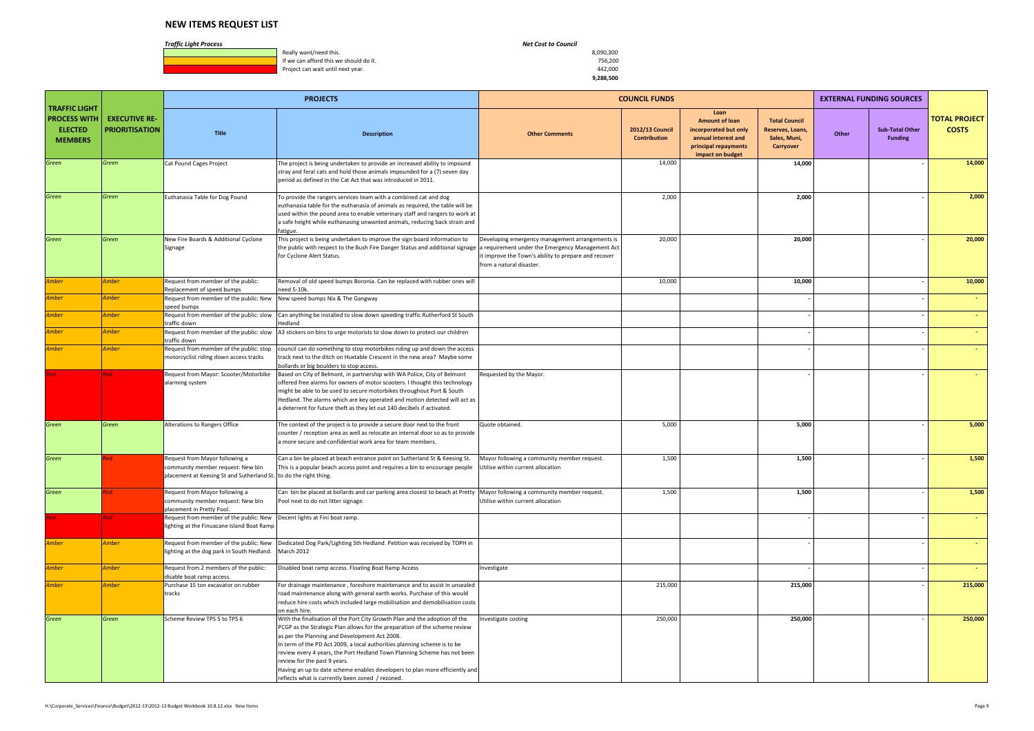## NEW ITEMS REQUEST LIST

*Traffic Light Process*

| Colour | Meaning |
|---|---|
| Green | Really want/need this. |
| Amber | If we can afford this we should do it. |
| Red | Project can wait until next year. |

*Net Cost to Council*

| | |
|---|---|
| Really want/need this. | 8,090,300 |
| If we can afford this we should do it. | 756,200 |
| Project can wait until next year. | 442,000 |
| | **9,288,500** |

| TRAFFIC LIGHT PROCESS WITH ELECTED MEMBERS | EXECUTIVE RE-PRIORITISATION | PROJECTS | | | COUNCIL FUNDS | | | EXTERNAL FUNDING SOURCES | | TOTAL PROJECT COSTS |
|---|---|---|---|---|---|---|---|---|---|---|
| | | Title | Description | Other Comments | 2012/13 Council Contribution | Loan Amount of loan incorporated but only annual interest and principal repayments impact on budget | Total Council Reserves, Loans, Sales, Muni, Carryover | Other | Sub-Total Other Funding | |
| *Green* | *Green* | Cat Pound Cages Project | The project is being undertaken to provide an increased ability to impound stray and feral cats and hold those animals impounded for a (7) seven day period as defined in the Cat Act that was introduced in 2011. | | 14,000 | | 14,000 | | - | 14,000 |
| *Green* | *Green* | Euthanasia Table for Dog Pound | To provide the rangers services team with a combined cat and dog euthanasia table for the euthanasia of animals as required, the table will be used within the pound area to enable veterinary staff and rangers to work at a safe height while euthanasing unwanted animals, reducing back strain and fatigue. | | 2,000 | | 2,000 | | - | 2,000 |
| *Green* | *Green* | New Fire Boards & Additional Cyclone Signage | This project is being undertaken to improve the sign board information to the public with respect to the Bush Fire Danger Status and additional signage for Cyclone Alert Status. | Developing emergency management arrangements is a requirement under the Emergency Management Act it improve the Town's ability to prepare and recover from a natural disaster. | 20,000 | | 20,000 | | - | 20,000 |
| *Amber* | *Amber* | Request from member of the public: Replacement of speed bumps | Removal of old speed bumps Boronia. Can be replaced with rubber ones will need 5-10k. | | 10,000 | | 10,000 | | - | 10,000 |
| *Amber* | *Amber* | Request from member of the public: New speed bumps | New speed bumps Nix & The Gangway | | | | - | | - | - |
| *Amber* | *Amber* | Request from member of the public: slow traffic down | Can anything be installed to slow down speeding traffic Rutherford St South Hedland | | | | - | | - | - |
| *Amber* | *Amber* | Request from member of the public: slow traffic down | A3 stickers on bins to urge motorists to slow down to protect our children | | | | - | | - | - |
| *Amber* | *Amber* | Request from member of the public: stop motorcyclist riding down access tracks | council can do something to stop motorbikes riding up and down the access track next to the ditch on Huxtable Crescent in the new area? Maybe some bollards or big boulders to stop access. | | | | - | | - | - |
| *Red* | *Red* | Request from Mayor: Scooter/Motorbike alarming system | Based on City of Belmont, in partnership with WA Police, City of Belmont offered free alarms for owners of motor scooters. I thought this technology might be able to be used to secure motorbikes throughout Port & South Hedland. The alarms which are key operated and motion detected will act as a deterrent for future theft as they let out 140 decibels if activated. | Requested by the Mayor. | | | - | | - | - |
| *Green* | *Green* | Alterations to Rangers Office | The context of the project is to provide a secure door next to the front counter / reception area as well as relocate an internal door so as to provide a more secure and confidential work area for team members. | Quote obtained. | 5,000 | | 5,000 | | - | 5,000 |
| *Green* | *Red* | Request from Mayor following a community member request: New bin placement at Keesing St and Sutherland St. | Can a bin be placed at beach entrance point on Sutherland St & Keesing St. This is a popular beach access point and requires a bin to encourage people to do the right thing. | Mayor following a community member request. Utilise within current allocation | 1,500 | | 1,500 | | - | 1,500 |
| *Green* | *Red* | Request from Mayor following a community member request: New bin placement in Pretty Pool. | Can bin be placed at bollards and car parking area closest to beach at Pretty Pool next to do not litter signage. | Mayor following a community member request. Utilise within current allocation | 1,500 | | 1,500 | | - | 1,500 |
| *Red* | *Red* | Request from member of the public: New lighting at the Finuacane Island Boat Ramp | Decent lights at Fini boat ramp. | | | | - | | - | - |
| *Amber* | *Amber* | Request from member of the public: New lighting at the dog park in South Hedland. | Dedicated Dog Park/Lighting Sth Hedland. Petition was received by TOPH in March 2012 | | | | - | | - | - |
| *Amber* | *Amber* | Request from 2 members of the public: disable boat ramp access. | Disabled boat ramp access. Floating Boat Ramp Access | Investigate | | | - | | - | - |
| *Amber* | *Amber* | Purchase 15 ton excavator on rubber tracks | For drainage maintenance , foreshore maintenance and to assist in unsealed road maintenance along with general earth works. Purchase of this would reduce hire costs which included large mobilisation and demobilisation costs on each hire. | | 215,000 | | 215,000 | | - | 215,000 |
| *Green* | *Green* | Scheme Review TPS 5 to TPS 6 | With the finalisation of the Port City Growth Plan and the adoption of the PCGP as the Strategic Plan allows for the preparation of the scheme review as per the Planning and Development Act 2008. In term of the PD Act 2009, a local authorities planning scheme is to be review every 4 years, the Port Hedland Town Planning Scheme has not been review for the past 9 years. Having an up to date scheme enables developers to plan more efficiently and reflects what is currently been zoned / rezoned. | Investigate costing | 250,000 | | 250,000 | | - | 250,000 |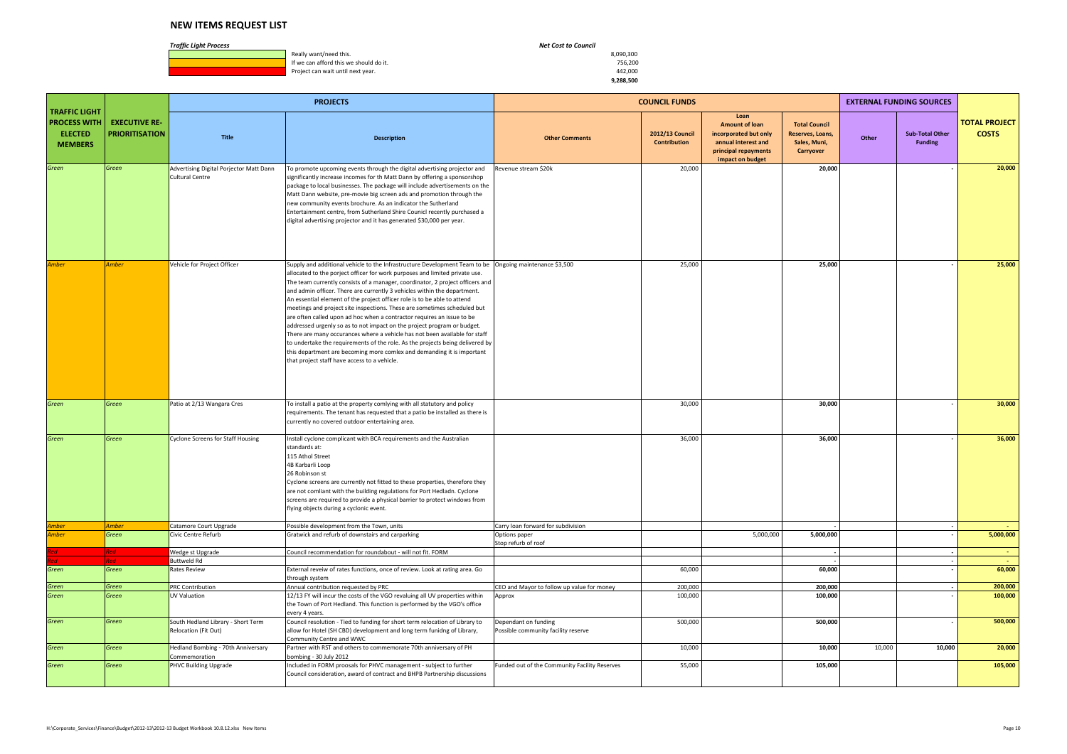# NEW ITEMS REQUEST LIST

*Traffic Light Process*

| | | *Net Cost to Council* |
|---|---|---|
| Green | Really want/need this. | 8,090,300 |
| Amber | If we can afford this we should do it. | 756,200 |
| Red | Project can wait until next year. | 442,000 |
| | | 9,288,500 |

| TRAFFIC LIGHT PROCESS WITH ELECTED MEMBERS | EXECUTIVE RE-PRIORITISATION | PROJECTS | | COUNCIL FUNDS | | | | EXTERNAL FUNDING SOURCES | | TOTAL PROJECT COSTS |
|---|---|---|---|---|---|---|---|---|---|---|
| | | Title | Description | Other Comments | 2012/13 Council Contribution | Loan Amount of loan incorporated but only annual interest and principal repayments impact on budget | Total Council Reserves, Loans, Sales, Muni, Carryover | Other | Sub-Total Other Funding | |
| Green | Green | Advertising Digital Porjector Matt Dann Cultural Centre | To promote upcoming events through the digital advertising projector and significantly increase incomes for th Matt Dann by offering a sponsorshop package to local businesses. The package will include advertisements on the Matt Dann website, pre-movie big screen ads and promotion through the new community events brochure. As an indicator the Sutherland Entertainment centre, from Sutherland Shire Counicl recently purchased a digital advertising projector and it has generated $30,000 per year. | Revenue stream $20k | 20,000 | | 20,000 | | - | 20,000 |
| Amber | Amber | Vehicle for Project Officer | Supply and additional vehicle to the Infrastructure Development Team to be allocated to the porject officer for work purposes and limited private use. The team currently consists of a manager, coordinator, 2 project officers and and admin officer. There are currently 3 vehicles within the department. An essential element of the project officer role is to be able to attend meetings and project site inspections. These are sometimes scheduled but are often called upon ad hoc when a contractor requires an issue to be addressed urgenly so as to not impact on the project program or budget. There are many occurances where a vehicle has not been available for staff to undertake the requirements of the role. As the projects being delivered by this department are becoming more comlex and demanding it is important that project staff have access to a vehicle. | Ongoing maintenance $3,500 | 25,000 | | 25,000 | | - | 25,000 |
| Green | Green | Patio at 2/13 Wangara Cres | To install a patio at the property comlying with all statutory and policy requirements. The tenant has requested that a patio be installed as there is currently no covered outdoor entertaining area. | | 30,000 | | 30,000 | | - | 30,000 |
| Green | Green | Cyclone Screens for Staff Housing | Install cyclone complicant with BCA requirements and the Australian standards at:<br>115 Athol Street<br>4B Karbarli Loop<br>26 Robinson st<br>Cyclone screens are currently not fitted to these properties, therefore they are not comliant with the building regulations for Port Hedladn. Cyclone screens are required to provide a physical barrier to protect windows from flying objects during a cyclonic event. | | 36,000 | | 36,000 | | - | 36,000 |
| Amber | Amber | Catamore Court Upgrade | Possible development from the Town, units | Carry loan forward for subdivision | | | - | | - | - |
| Amber | Green | Civic Centre Refurb | Gratwick and refurb of downstairs and carparking | Options paper<br>Stop refurb of roof | | 5,000,000 | 5,000,000 | | - | 5,000,000 |
| Red | Red | Wedge st Upgrade | Council recommendation for roundabout - will not fit. FORM | | | | - | | - | - |
| Red | Red | Buttweld Rd | | | | | - | | - | - |
| Green | Green | Rates Review | External reveiw of rates functions, once of review. Look at rating area. Go through system | | 60,000 | | 60,000 | | - | 60,000 |
| Green | Green | PRC Contribution | Annual contribution requested by PRC | CEO and Mayor to follow up value for money | 200,000 | | 200,000 | | - | 200,000 |
| Green | Green | UV Valuation | 12/13 FY will incur the costs of the VGO revaluing all UV properties within the Town of Port Hedland. This function is performed by the VGO's office every 4 years. | Approx | 100,000 | | 100,000 | | - | 100,000 |
| Green | Green | South Hedland Library - Short Term Relocation (Fit Out) | Council resolution - Tied to funding for short term relocation of Library to allow for Hotel (SH CBD) development and long term funidng of Library, Community Centre and WWC | Dependant on funding<br>Possible community facility reserve | 500,000 | | 500,000 | | - | 500,000 |
| Green | Green | Hedland Bombing - 70th Anniversary Commemoration | Partner with RST and others to commemorate 70th anniversary of PH bombing - 30 July 2012 | | 10,000 | | 10,000 | 10,000 | 10,000 | 20,000 |
| Green | Green | PHVC Building Upgrade | Included in FORM procosals for PHVC management - subject to further Council consideration, award of contract and BHPB Partnership discussions | Funded out of the Community Facility Reserves | 55,000 | | 105,000 | | | 105,000 |

H:\Corporate_Services\Finance\Budget\2012-13\2012-13 Budget Workbook 10.8.12.xlsx New Items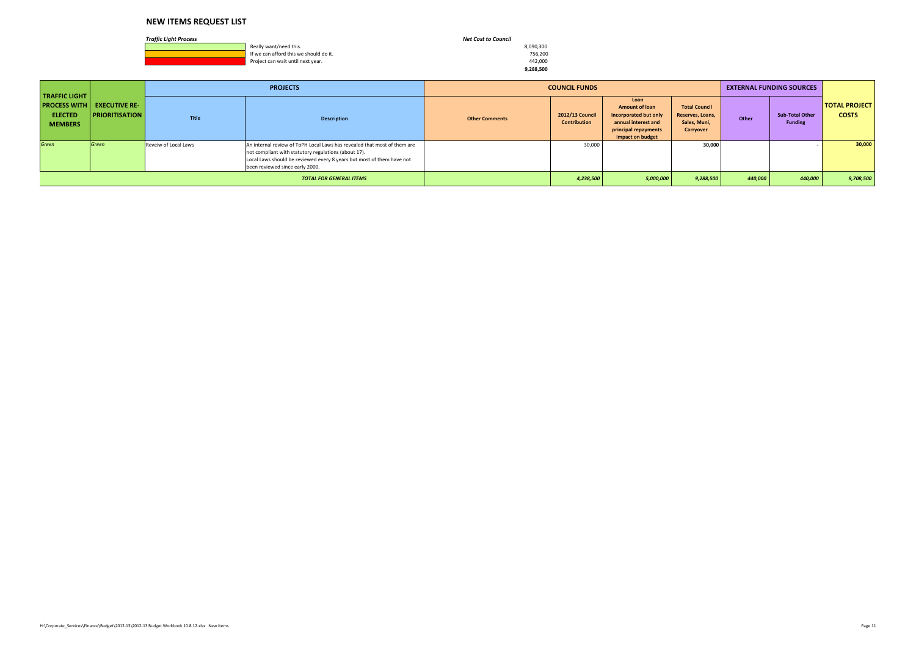# NEW ITEMS REQUEST LIST

*Traffic Light Process*

| Traffic Light | | *Net Cost to Council* |
|---|---|---|
| (Green) | Really want/need this. | 8,090,300 |
| (Orange) | If we can afford this we should do it. | 756,200 |
| (Red) | Project can wait until next year. | 442,000 |
| | | **9,288,500** |

| TRAFFIC LIGHT PROCESS WITH ELECTED MEMBERS | EXECUTIVE RE-PRIORITISATION | PROJECTS | | COUNCIL FUNDS | | | | EXTERNAL FUNDING SOURCES | | TOTAL PROJECT COSTS |
|---|---|---|---|---|---|---|---|---|---|---|
| | | Title | Description | Other Comments | 2012/13 Council Contribution | Loan Amount of loan incorporated but only annual interest and principal repayments impact on budget | Total Council Reserves, Loans, Sales, Muni, Carryover | Other | Sub-Total Other Funding | |
| *Green* | *Green* | Reveiw of Local Laws | An internal review of ToPH Local Laws has revealed that most of them are not compliant with statutory regulations (about 17). Local Laws should be reviewed every 8 years but most of them have not been reviewed since early 2000. | | 30,000 | | **30,000** | | - | **30,000** |
| | | ***TOTAL FOR GENERAL ITEMS*** | | | ***4,238,500*** | ***5,000,000*** | ***9,288,500*** | ***440,000*** | ***440,000*** | ***9,708,500*** |

H:\Corporate_Services\Finance\Budget\2012-13\2012-13 Budget Workbook 10.8.12.xlsx New Items